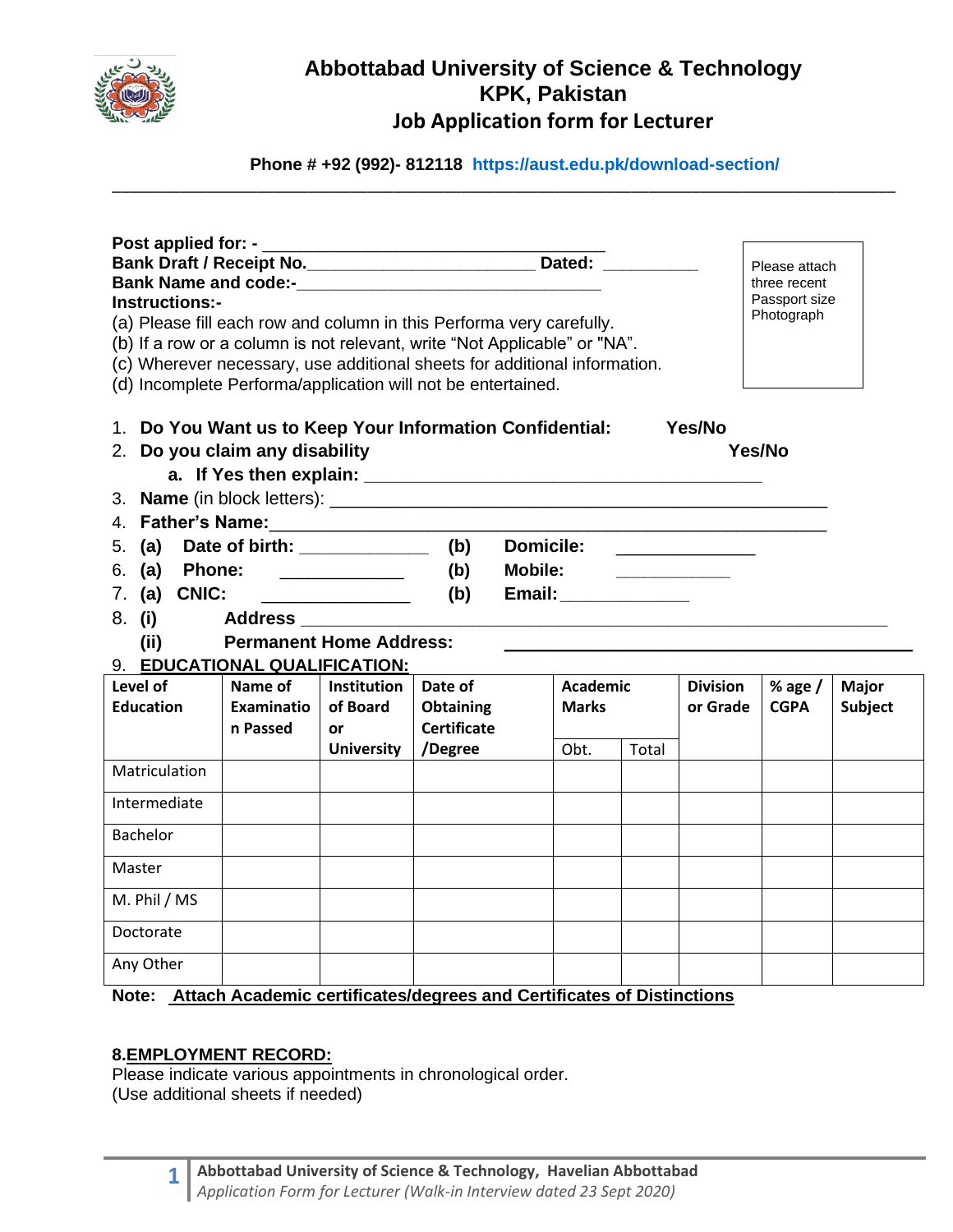# Abbottabad University of Science & Technology
## KPK, Pakistan
## Job Application form for Lecturer

**Phone # +92 (992)- 812118** https://aust.edu.pk/download-section/

---

**Post applied for: -** ___________________________________

**Bank Draft / Receipt No.**_______________________ **Dated:** __________

**Bank Name and code:-**_______________________________

Please attach three recent Passport size Photograph

**Instructions:-**

(a) Please fill each row and column in this Performa very carefully.
(b) If a row or a column is not relevant, write "Not Applicable" or "NA".
(c) Wherever necessary, use additional sheets for additional information.
(d) Incomplete Performa/application will not be entertained.

1. **Do You Want us to Keep Your Information Confidential:** **Yes/No**
2. **Do you claim any disability** **Yes/No**
   a. **If Yes then explain:** ________________________________________
3. **Name** (in block letters): ______________________________________________
4. **Father's Name:**_________________________________________________________
5. **(a) Date of birth:** _____________ **(b) Domicile:** ______________
6. **(a) Phone:** ____________ **(b) Mobile:** ____________
7. **(a) CNIC:** _______________ **(b) Email:**_____________
8. **(i) Address** ____________________________________________________________
   **(ii) Permanent Home Address:** ______________________________________
9. **EDUCATIONAL QUALIFICATION:**

| Level of Education | Name of Examination Passed | Institution of Board or University | Date of Obtaining Certificate /Degree | Academic Marks | | Division or Grade | % age / CGPA | Major Subject |
|---|---|---|---|---|---|---|---|---|
| | | | | Obt. | Total | | | |
| Matriculation | | | | | | | | |
| Intermediate | | | | | | | | |
| Bachelor | | | | | | | | |
| Master | | | | | | | | |
| M. Phil / MS | | | | | | | | |
| Doctorate | | | | | | | | |
| Any Other | | | | | | | | |

**Note:** **Attach Academic certificates/degrees and Certificates of Distinctions**

**8.EMPLOYMENT RECORD:**

Please indicate various appointments in chronological order.
(Use additional sheets if needed)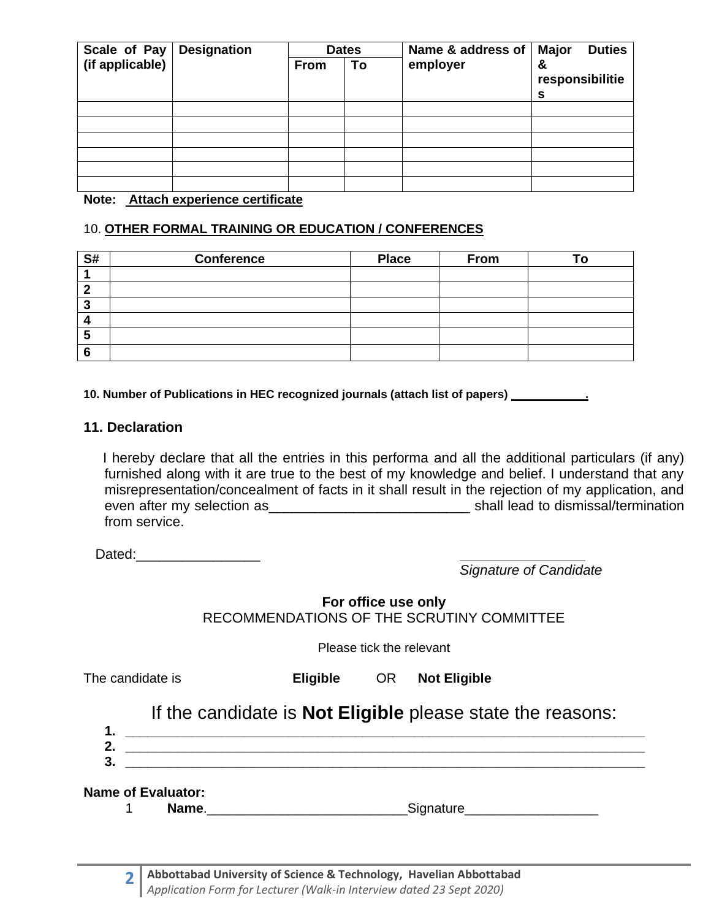| Scale of Pay (if applicable) | Designation | Dates | | Name & address of employer | Major Duties & responsibilities |
|---|---|---|---|---|---|
| | | From | To | | |
| | | | | | |
| | | | | | |
| | | | | | |
| | | | | | |
| | | | | | |
| | | | | | |

**Note: Attach experience certificate**

10. **OTHER FORMAL TRAINING OR EDUCATION / CONFERENCES**

| S# | Conference | Place | From | To |
|---|---|---|---|---|
| 1 | | | | |
| 2 | | | | |
| 3 | | | | |
| 4 | | | | |
| 5 | | | | |
| 6 | | | | |

**10. Number of Publications in HEC recognized journals (attach list of papers) ___________.**

### 11. Declaration

I hereby declare that all the entries in this performa and all the additional particulars (if any) furnished along with it are true to the best of my knowledge and belief. I understand that any misrepresentation/concealment of facts in it shall result in the rejection of my application, and even after my selection as__________________________ shall lead to dismissal/termination from service.

Dated:________________

________________
*Signature of Candidate*

**For office use only**
RECOMMENDATIONS OF THE SCRUTINY COMMITTEE

Please tick the relevant

The candidate is **Eligible** OR **Not Eligible**

If the candidate is **Not Eligible** please state the reasons:

1. ______________________________________________________________________
2. ______________________________________________________________________
3. ______________________________________________________________________

**Name of Evaluator:**

1 **Name**.__________________________Signature_________________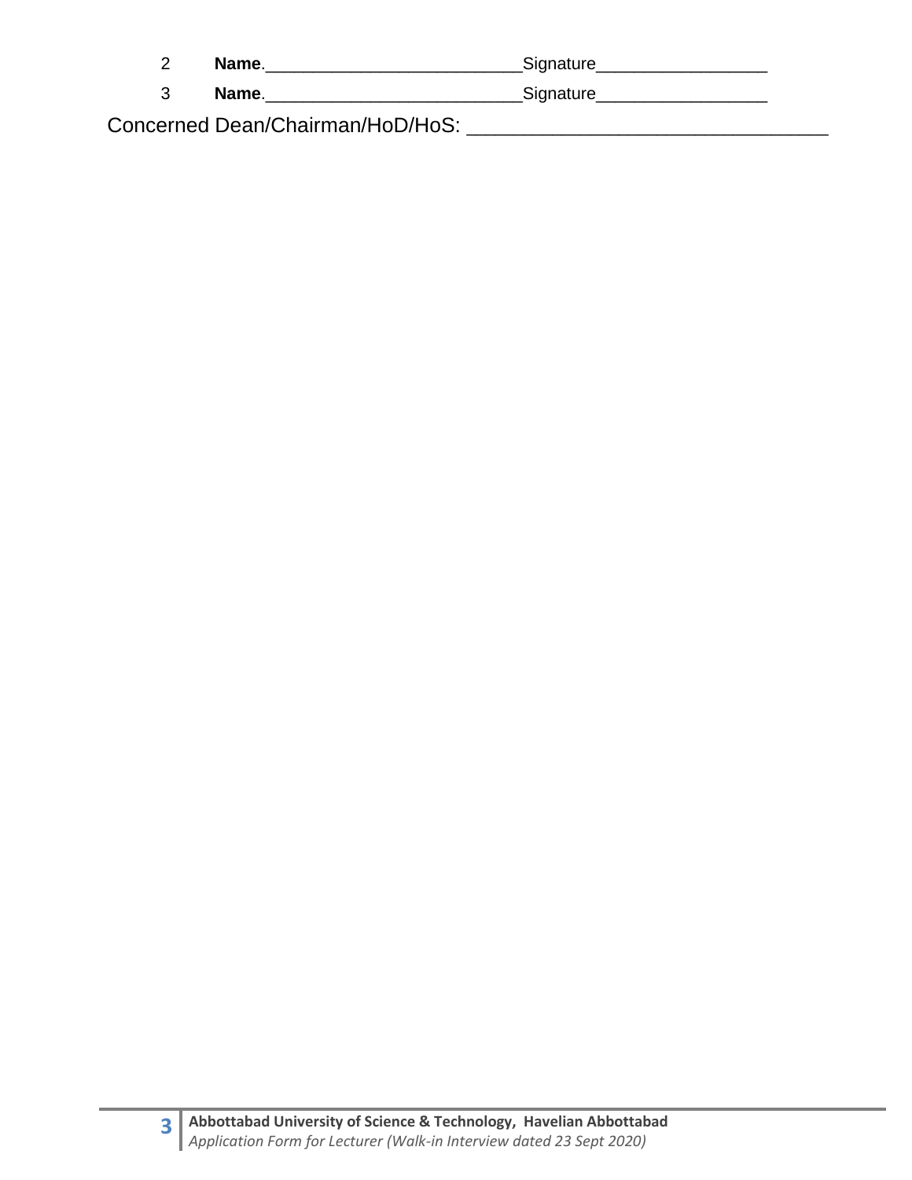2 **Name**.__________________________Signature_________________

3 **Name**.__________________________Signature_________________

Concerned Dean/Chairman/HoD/HoS: ________________________________